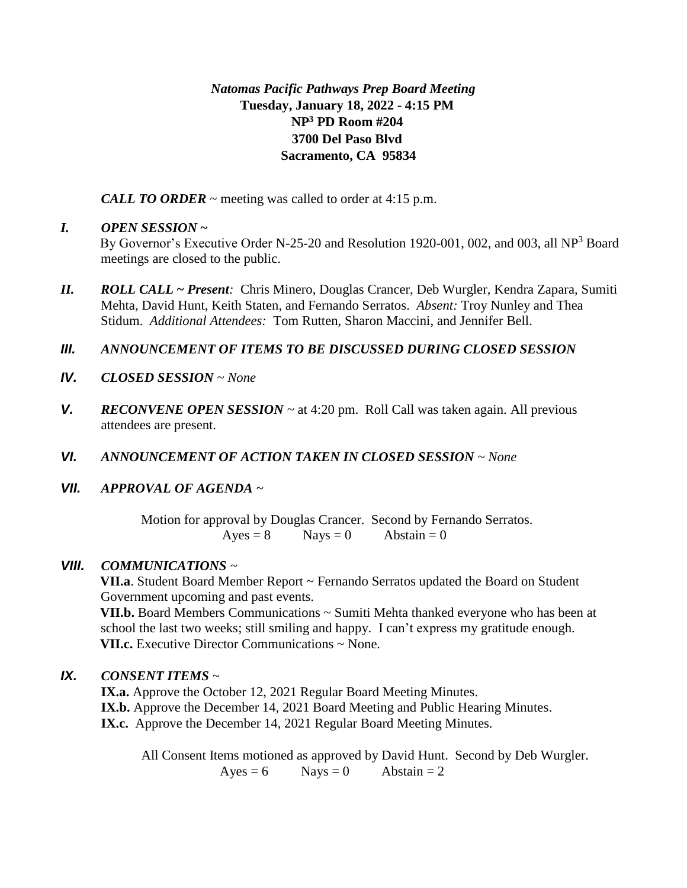***Natomas Pacific Pathways Prep Board Meeting***
**Tuesday, January 18, 2022 - 4:15 PM**
**NP[3] PD Room #204**
**3700 Del Paso Blvd**
**Sacramento, CA 95834**

***CALL TO ORDER*** ~ meeting was called to order at 4:15 p.m.

***I. OPEN SESSION ~***
By Governor's Executive Order N-25-20 and Resolution 1920-001, 002, and 003, all NP[3] Board meetings are closed to the public.

***II. ROLL CALL ~ Present:*** Chris Minero, Douglas Crancer, Deb Wurgler, Kendra Zapara, Sumiti Mehta, David Hunt, Keith Staten, and Fernando Serratos. *Absent:* Troy Nunley and Thea Stidum. *Additional Attendees:* Tom Rutten, Sharon Maccini, and Jennifer Bell.

***III. ANNOUNCEMENT OF ITEMS TO BE DISCUSSED DURING CLOSED SESSION***

***IV. CLOSED SESSION*** ~ *None*

***V. RECONVENE OPEN SESSION*** ~ at 4:20 pm. Roll Call was taken again. All previous attendees are present.

***VI. ANNOUNCEMENT OF ACTION TAKEN IN CLOSED SESSION*** ~ *None*

***VII. APPROVAL OF AGENDA*** ~

Motion for approval by Douglas Crancer. Second by Fernando Serratos.
Ayes = 8 Nays = 0 Abstain = 0

***VIII. COMMUNICATIONS*** ~
**VII.a**. Student Board Member Report ~ Fernando Serratos updated the Board on Student Government upcoming and past events.
**VII.b.** Board Members Communications ~ Sumiti Mehta thanked everyone who has been at school the last two weeks; still smiling and happy. I can't express my gratitude enough.
**VII.c.** Executive Director Communications ~ None.

***IX. CONSENT ITEMS*** ~
**IX.a.** Approve the October 12, 2021 Regular Board Meeting Minutes.
**IX.b.** Approve the December 14, 2021 Board Meeting and Public Hearing Minutes.
**IX.c.** Approve the December 14, 2021 Regular Board Meeting Minutes.

All Consent Items motioned as approved by David Hunt. Second by Deb Wurgler.
Ayes = 6 Nays = 0 Abstain = 2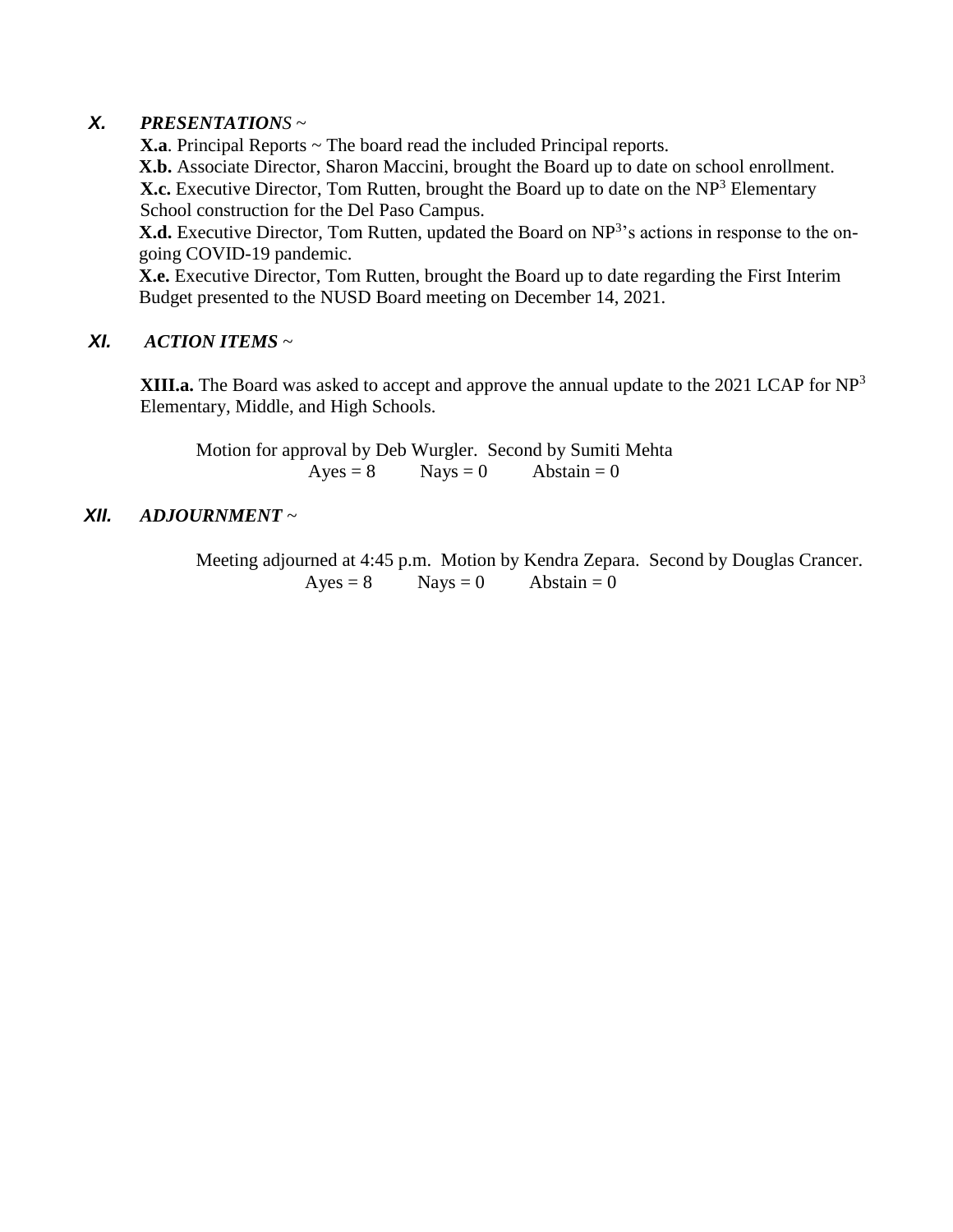## *X. PRESENTATIONS* ~

**X.a**. Principal Reports ~ The board read the included Principal reports.

**X.b.** Associate Director, Sharon Maccini, brought the Board up to date on school enrollment.

**X.c.** Executive Director, Tom Rutten, brought the Board up to date on the NP$^3$ Elementary School construction for the Del Paso Campus.

**X.d.** Executive Director, Tom Rutten, updated the Board on NP$^3$'s actions in response to the on-going COVID-19 pandemic.

**X.e.** Executive Director, Tom Rutten, brought the Board up to date regarding the First Interim Budget presented to the NUSD Board meeting on December 14, 2021.

## *XI. ACTION ITEMS* ~

**XIII.a.** The Board was asked to accept and approve the annual update to the 2021 LCAP for NP$^3$ Elementary, Middle, and High Schools.

Motion for approval by Deb Wurgler. Second by Sumiti Mehta
Ayes = 8 Nays = 0 Abstain = 0

## *XII. ADJOURNMENT* ~

Meeting adjourned at 4:45 p.m. Motion by Kendra Zepara. Second by Douglas Crancer.
Ayes = 8 Nays = 0 Abstain = 0